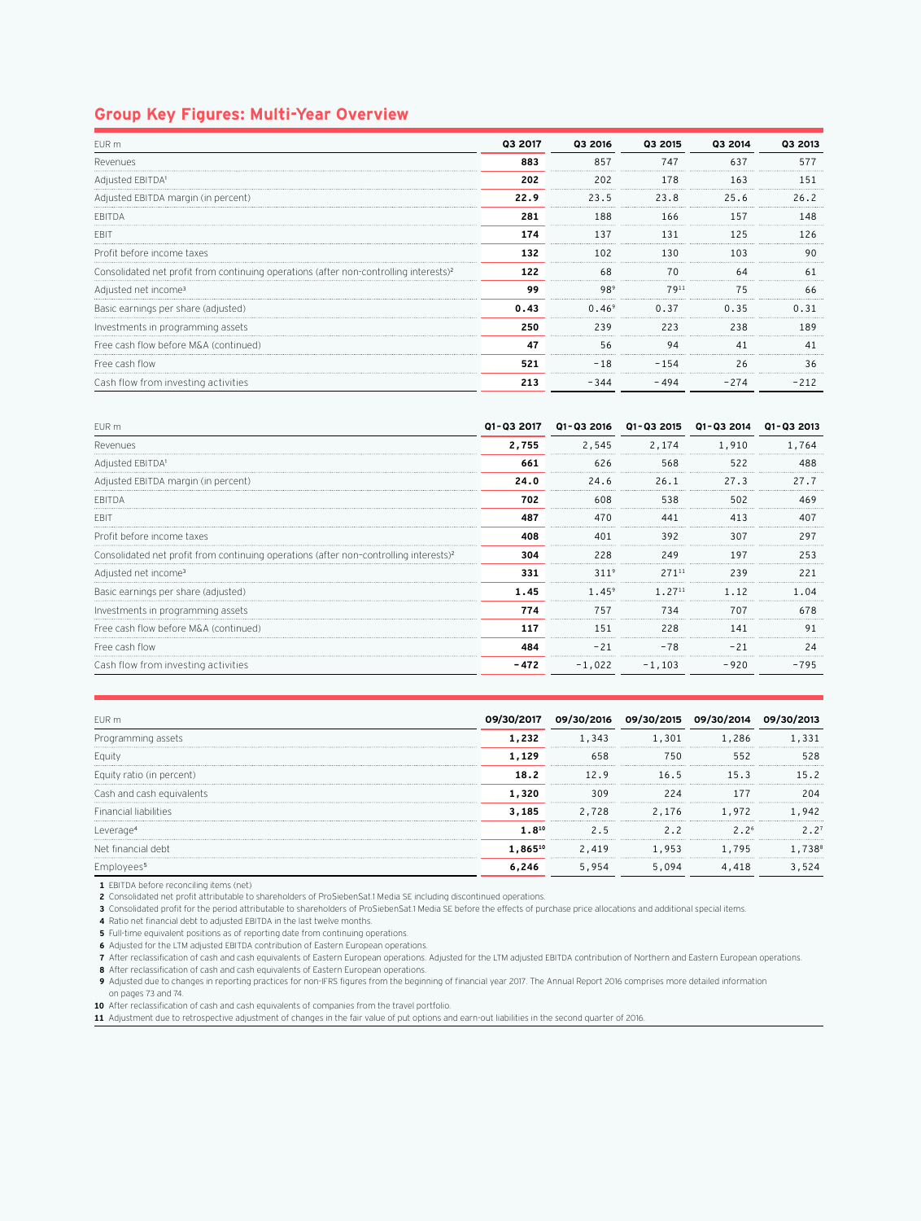## Group Key Figures: Multi-Year Overview

| EUR m | Q3 2017 | Q3 2016 | Q3 2015 | Q3 2014 | Q3 2013 |
|---|---|---|---|---|---|
| Revenues | **883** | 857 | 747 | 637 | 577 |
| Adjusted EBITDA[1] | **202** | 202 | 178 | 163 | 151 |
| Adjusted EBITDA margin (in percent) | **22.9** | 23.5 | 23.8 | 25.6 | 26.2 |
| EBITDA | **281** | 188 | 166 | 157 | 148 |
| EBIT | **174** | 137 | 131 | 125 | 126 |
| Profit before income taxes | **132** | 102 | 130 | 103 | 90 |
| Consolidated net profit from continuing operations (after non-controlling interests)[2] | **122** | 68 | 70 | 64 | 61 |
| Adjusted net income[3] | **99** | 98[9] | 79[11] | 75 | 66 |
| Basic earnings per share (adjusted) | **0.43** | 0.46[9] | 0.37 | 0.35 | 0.31 |
| Investments in programming assets | **250** | 239 | 223 | 238 | 189 |
| Free cash flow before M&A (continued) | **47** | 56 | 94 | 41 | 41 |
| Free cash flow | **521** | −18 | −154 | 26 | 36 |
| Cash flow from investing activities | **213** | −344 | −494 | −274 | −212 |

| EUR m | Q1–Q3 2017 | Q1–Q3 2016 | Q1–Q3 2015 | Q1–Q3 2014 | Q1–Q3 2013 |
|---|---|---|---|---|---|
| Revenues | **2,755** | 2,545 | 2,174 | 1,910 | 1,764 |
| Adjusted EBITDA[1] | **661** | 626 | 568 | 522 | 488 |
| Adjusted EBITDA margin (in percent) | **24.0** | 24.6 | 26.1 | 27.3 | 27.7 |
| EBITDA | **702** | 608 | 538 | 502 | 469 |
| EBIT | **487** | 470 | 441 | 413 | 407 |
| Profit before income taxes | **408** | 401 | 392 | 307 | 297 |
| Consolidated net profit from continuing operations (after non-controlling interests)[2] | **304** | 228 | 249 | 197 | 253 |
| Adjusted net income[3] | **331** | 311[9] | 271[11] | 239 | 221 |
| Basic earnings per share (adjusted) | **1.45** | 1.45[9] | 1.27[11] | 1.12 | 1.04 |
| Investments in programming assets | **774** | 757 | 734 | 707 | 678 |
| Free cash flow before M&A (continued) | **117** | 151 | 228 | 141 | 91 |
| Free cash flow | **484** | −21 | −78 | −21 | 24 |
| Cash flow from investing activities | **−472** | −1,022 | −1,103 | −920 | −795 |

| EUR m | 09/30/2017 | 09/30/2016 | 09/30/2015 | 09/30/2014 | 09/30/2013 |
|---|---|---|---|---|---|
| Programming assets | **1,232** | 1,343 | 1,301 | 1,286 | 1,331 |
| Equity | **1,129** | 658 | 750 | 552 | 528 |
| Equity ratio (in percent) | **18.2** | 12.9 | 16.5 | 15.3 | 15.2 |
| Cash and cash equivalents | **1,320** | 309 | 224 | 177 | 204 |
| Financial liabilities | **3,185** | 2,728 | 2,176 | 1,972 | 1,942 |
| Leverage[4] | **1.8[10]** | 2.5 | 2.2 | 2.2[6] | 2.2[7] |
| Net financial debt | **1,865[10]** | 2,419 | 1,953 | 1,795 | 1,738[8] |
| Employees[5] | **6,246** | 5,954 | 5,094 | 4,418 | 3,524 |

**1** EBITDA before reconciling items (net).
**2** Consolidated net profit attributable to shareholders of ProSiebenSat.1 Media SE including discontinued operations.
**3** Consolidated profit for the period attributable to shareholders of ProSiebenSat.1 Media SE before the effects of purchase price allocations and additional special items.
**4** Ratio net financial debt to adjusted EBITDA in the last twelve months.
**5** Full-time equivalent positions as of reporting date from continuing operations.
**6** Adjusted for the LTM adjusted EBITDA contribution of Eastern European operations.
**7** After reclassification of cash and cash equivalents of Eastern European operations. Adjusted for the LTM adjusted EBITDA contribution of Northern and Eastern European operations.
**8** After reclassification of cash and cash equivalents of Eastern European operations.
**9** Adjusted due to changes in reporting practices for non-IFRS figures from the beginning of financial year 2017. The Annual Report 2016 comprises more detailed information on pages 73 and 74.
**10** After reclassification of cash and cash equivalents of companies from the travel portfolio.
**11** Adjustment due to retrospective adjustment of changes in the fair value of put options and earn-out liabilities in the second quarter of 2016.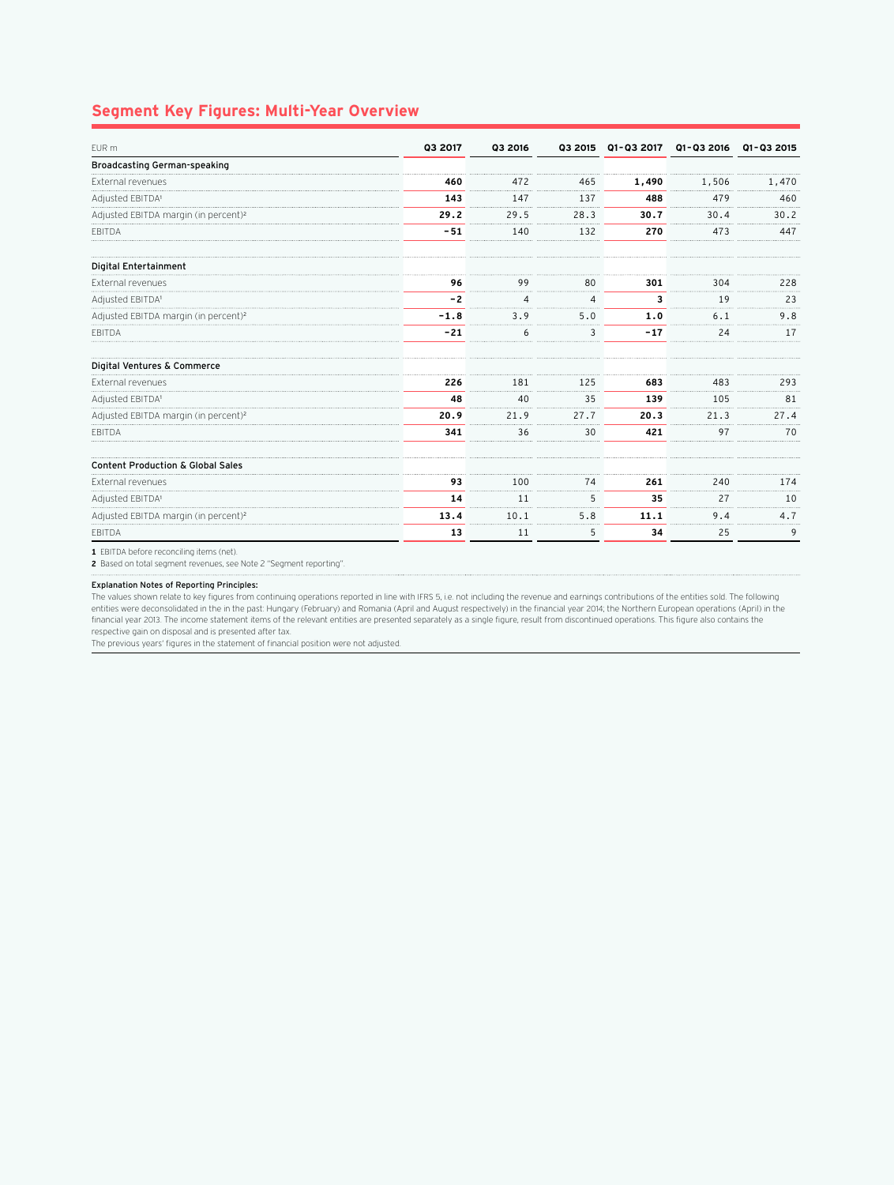## Segment Key Figures: Multi-Year Overview

| EUR m | Q3 2017 | Q3 2016 | Q3 2015 | Q1–Q3 2017 | Q1–Q3 2016 | Q1–Q3 2015 |
|---|---|---|---|---|---|---|
| **Broadcasting German-speaking** | | | | | | |
| External revenues | **460** | 472 | 465 | **1,490** | 1,506 | 1,470 |
| Adjusted EBITDA[1] | **143** | 147 | 137 | **488** | 479 | 460 |
| Adjusted EBITDA margin (in percent)[2] | **29.2** | 29.5 | 28.3 | **30.7** | 30.4 | 30.2 |
| EBITDA | **-51** | 140 | 132 | **270** | 473 | 447 |
| **Digital Entertainment** | | | | | | |
| External revenues | **96** | 99 | 80 | **301** | 304 | 228 |
| Adjusted EBITDA[1] | **-2** | 4 | 4 | **3** | 19 | 23 |
| Adjusted EBITDA margin (in percent)[2] | **-1.8** | 3.9 | 5.0 | **1.0** | 6.1 | 9.8 |
| EBITDA | **-21** | 6 | 3 | **-17** | 24 | 17 |
| **Digital Ventures & Commerce** | | | | | | |
| External revenues | **226** | 181 | 125 | **683** | 483 | 293 |
| Adjusted EBITDA[1] | **48** | 40 | 35 | **139** | 105 | 81 |
| Adjusted EBITDA margin (in percent)[2] | **20.9** | 21.9 | 27.7 | **20.3** | 21.3 | 27.4 |
| EBITDA | **341** | 36 | 30 | **421** | 97 | 70 |
| **Content Production & Global Sales** | | | | | | |
| External revenues | **93** | 100 | 74 | **261** | 240 | 174 |
| Adjusted EBITDA[1] | **14** | 11 | 5 | **35** | 27 | 10 |
| Adjusted EBITDA margin (in percent)[2] | **13.4** | 10.1 | 5.8 | **11.1** | 9.4 | 4.7 |
| EBITDA | **13** | 11 | 5 | **34** | 25 | 9 |

**1** EBITDA before reconciling items (net).
**2** Based on total segment revenues, see Note 2 "Segment reporting".

**Explanation Notes of Reporting Principles:**
The values shown relate to key figures from continuing operations reported in line with IFRS 5, i.e. not including the revenue and earnings contributions of the entities sold. The following entities were deconsolidated in the in the past: Hungary (February) and Romania (April and August respectively) in the financial year 2014; the Northern European operations (April) in the financial year 2013. The income statement items of the relevant entities are presented separately as a single figure, result from discontinued operations. This figure also contains the respective gain on disposal and is presented after tax.
The previous years' figures in the statement of financial position were not adjusted.